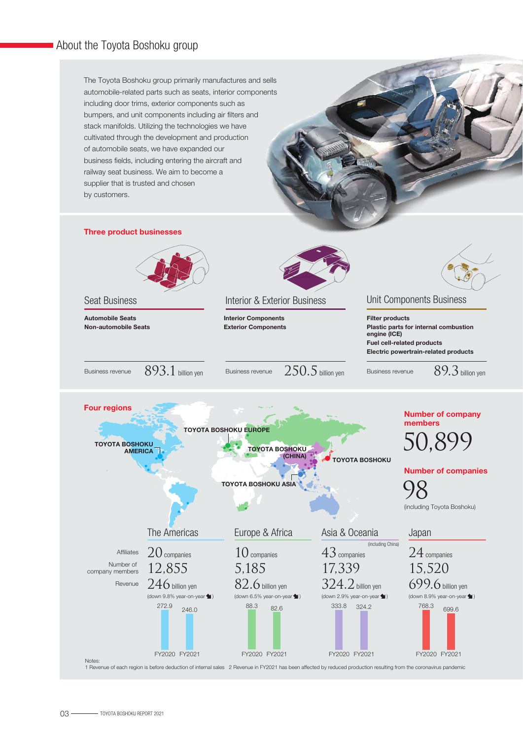# About the Toyota Boshoku group

The Toyota Boshoku group primarily manufactures and sells automobile-related parts such as seats, interior components including door trims, exterior components such as bumpers, and unit components including air filters and stack manifolds. Utilizing the technologies we have cultivated through the development and production of automobile seats, we have expanded our business fields, including entering the aircraft and railway seat business. We aim to become a supplier that is trusted and chosen by customers.

## Three product businesses

### Seat Business

**Automobile Seats**
**Non-automobile Seats**

Business revenue 893.1 billion yen

### Interior & Exterior Business

**Interior Components**
**Exterior Components**

Business revenue 250.5 billion yen

### Unit Components Business

**Filter products**
**Plastic parts for internal combustion engine (ICE)**
**Fuel cell-related products**
**Electric powertrain-related products**

Business revenue 89.3 billion yen

## Four regions

TOYOTA BOSHOKU AMERICA
TOYOTA BOSHOKU EUROPE
TOYOTA BOSHOKU (CHINA)
TOYOTA BOSHOKU
TOYOTA BOSHOKU ASIA

**Number of company members**
50,899

**Number of companies**
98
(including Toyota Boshoku)

| | The Americas | Europe & Africa | Asia & Oceania (including China) | Japan |
|---|---|---|---|---|
| Affiliates | 20 companies | 10 companies | 43 companies | 24 companies |
| Number of company members | 12,855 | 5,185 | 17,339 | 15,520 |
| Revenue | 246 billion yen (down 9.8% year-on-year) | 82.6 billion yen (down 6.5% year-on-year) | 324.2 billion yen (down 2.9% year-on-year) | 699.6 billion yen (down 8.9% year-on-year) |
| FY2020 | 272.9 | 88.3 | 333.8 | 768.3 |
| FY2021 | 246.0 | 82.6 | 324.2 | 699.6 |

Notes:
1 Revenue of each region is before deduction of internal sales 2 Revenue in FY2021 has been affected by reduced production resulting from the coronavirus pandemic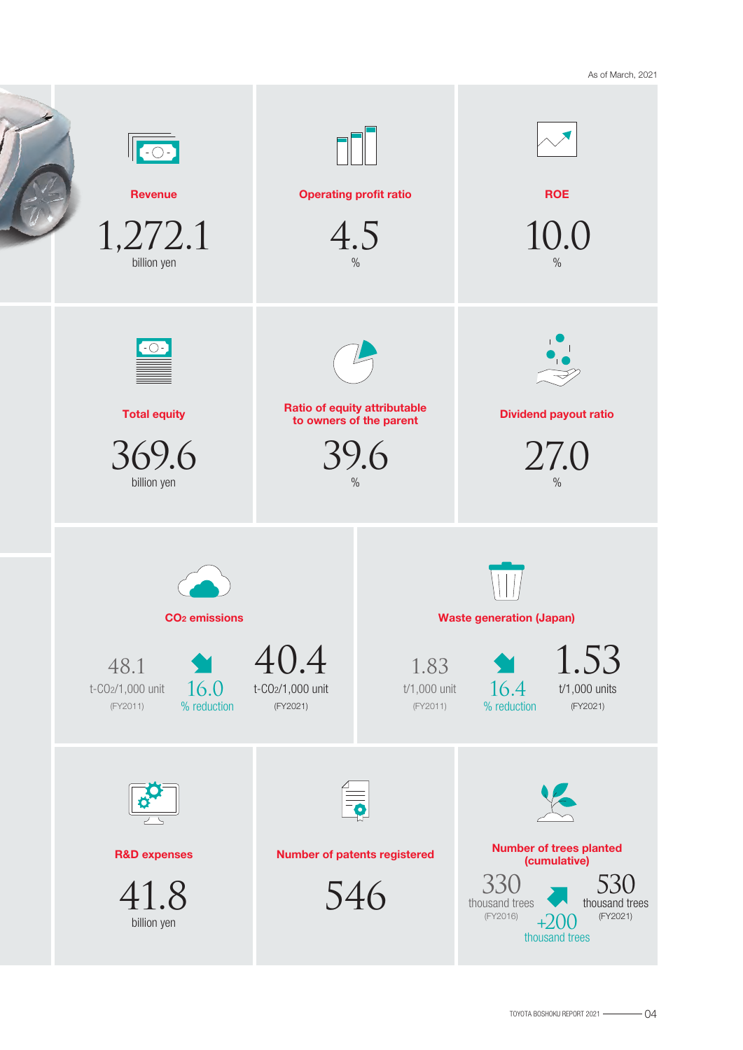As of March, 2021

**Revenue**

1,272.1

billion yen

**Operating profit ratio**

4.5

%

**ROE**

10.0

%

**Total equity**

369.6

billion yen

**Ratio of equity attributable to owners of the parent**

39.6

%

**Dividend payout ratio**

27.0

%

**$CO_2$ emissions**

48.1
t-$CO_2$/1,000 unit
(FY2011)

16.0
% reduction

40.4
t-$CO_2$/1,000 unit
(FY2021)

**Waste generation (Japan)**

1.83
t/1,000 unit
(FY2011)

16.4
% reduction

1.53
t/1,000 units
(FY2021)

**R&D expenses**

41.8

billion yen

**Number of patents registered**

546

**Number of trees planted (cumulative)**

330
thousand trees
(FY2016)

+200
thousand trees

530
thousand trees
(FY2021)